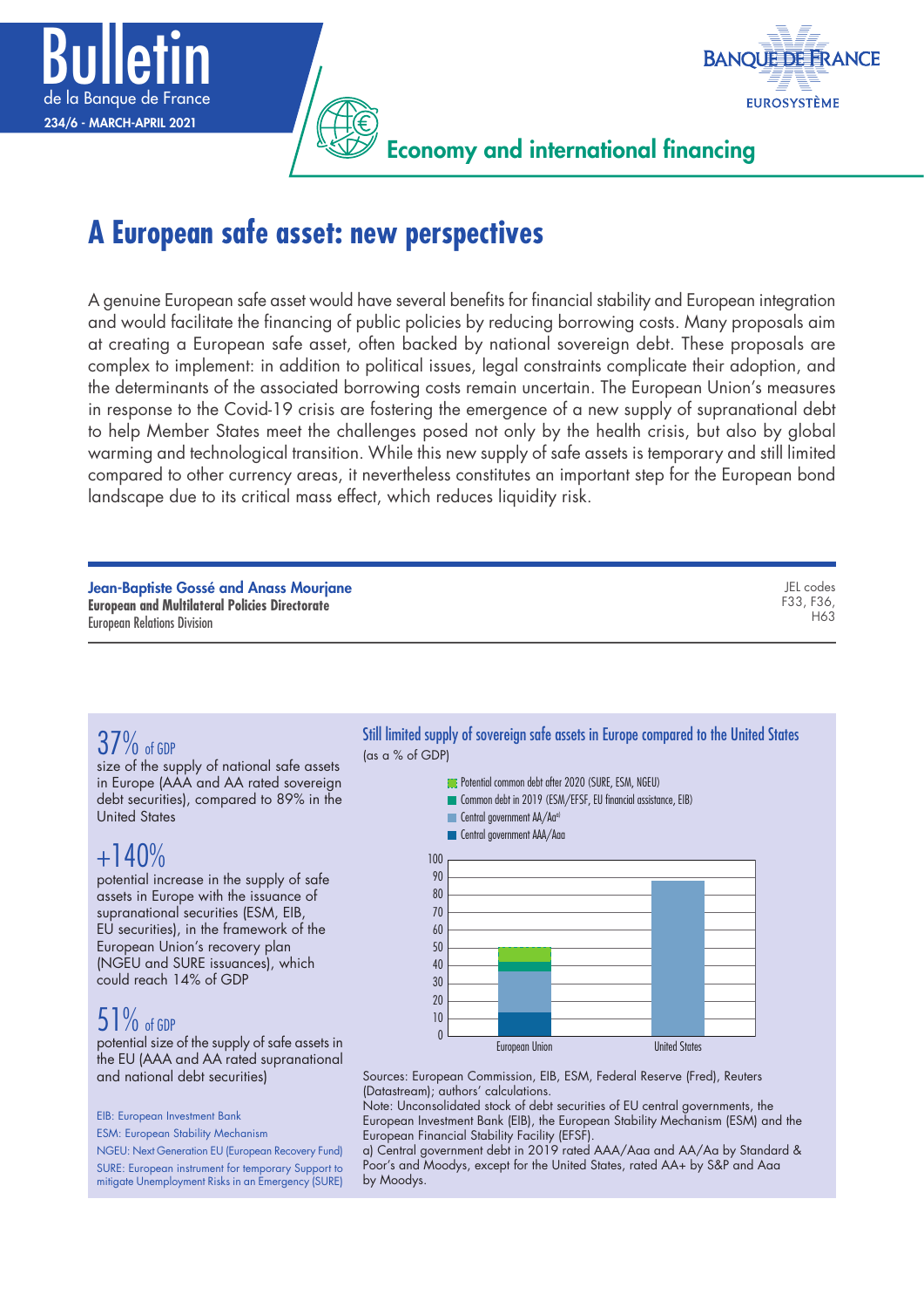# A European safe asset: new perspectives

A genuine European safe asset would have several benefits for financial stability and European integration and would facilitate the financing of public policies by reducing borrowing costs. Many proposals aim at creating a European safe asset, often backed by national sovereign debt. These proposals are complex to implement: in addition to political issues, legal constraints complicate their adoption, and the determinants of the associated borrowing costs remain uncertain. The European Union's measures in response to the Covid-19 crisis are fostering the emergence of a new supply of supranational debt to help Member States meet the challenges posed not only by the health crisis, but also by global warming and technological transition. While this new supply of safe assets is temporary and still limited compared to other currency areas, it nevertheless constitutes an important step for the European bond landscape due to its critical mass effect, which reduces liquidity risk.

**Jean-Baptiste Gossé and Anass Mourjane**
**European and Multilateral Policies Directorate**
European Relations Division

JEL codes
F33, F36,
H63

**37%** of GDP
size of the supply of national safe assets in Europe (AAA and AA rated sovereign debt securities), compared to 89% in the United States

**+140%**
potential increase in the supply of safe assets in Europe with the issuance of supranational securities (ESM, EIB, EU securities), in the framework of the European Union's recovery plan (NGEU and SURE issuances), which could reach 14% of GDP

**51%** of GDP
potential size of the supply of safe assets in the EU (AAA and AA rated supranational and national debt securities)

EIB: European Investment Bank
ESM: European Stability Mechanism
NGEU: Next Generation EU (European Recovery Fund)
SURE: European instrument for temporary Support to mitigate Unemployment Risks in an Emergency (SURE)

**Still limited supply of sovereign safe assets in Europe compared to the United States**
(as a % of GDP)

Legend: Potential common debt after 2020 (SURE, ESM, NGEU); Common debt in 2019 (ESM/EFSF, EU financial assistance, EIB); Central government AA/Aa[a]; Central government AAA/Aaa

Sources: European Commission, EIB, ESM, Federal Reserve (Fred), Reuters (Datastream); authors' calculations.
Note: Unconsolidated stock of debt securities of EU central governments, the European Investment Bank (EIB), the European Stability Mechanism (ESM) and the European Financial Stability Facility (EFSF).
a) Central government debt in 2019 rated AAA/Aaa and AA/Aa by Standard & Poor's and Moodys, except for the United States, rated AA+ by S&P and Aaa by Moodys.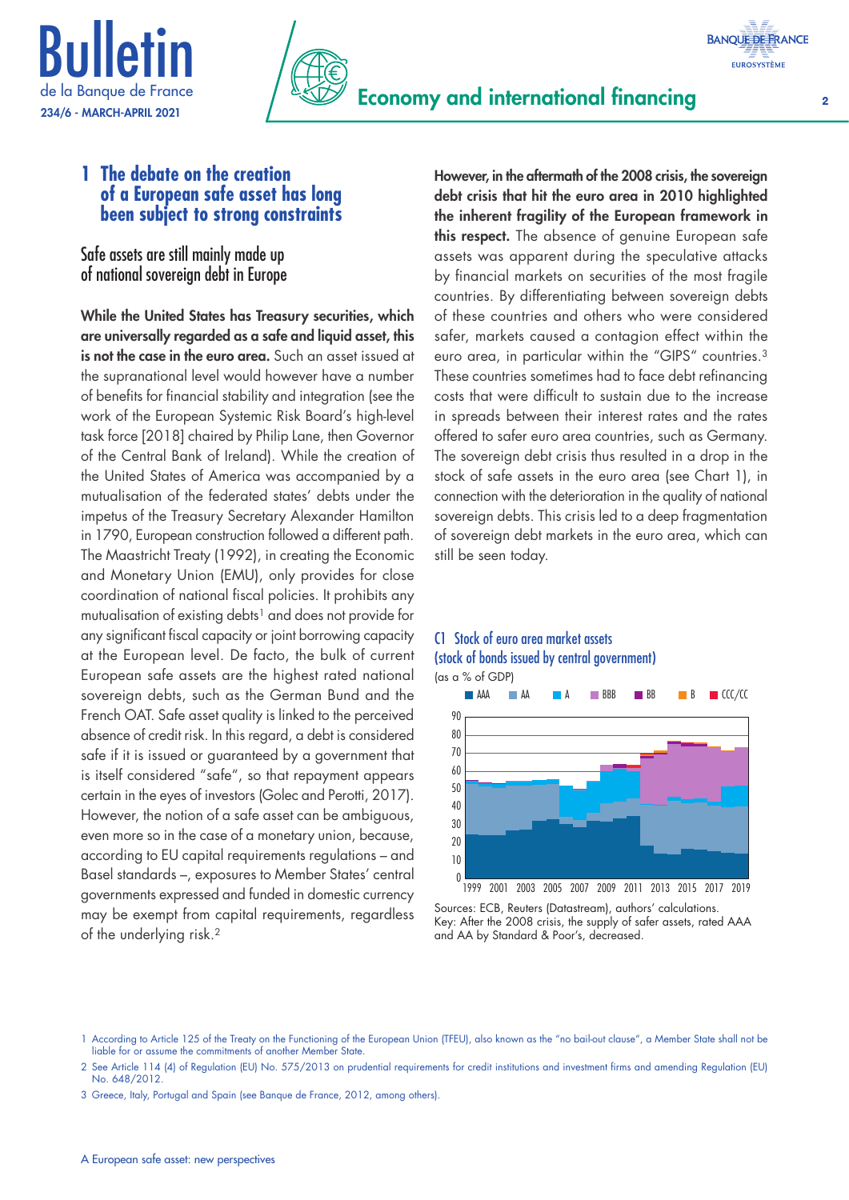# 1 The debate on the creation of a European safe asset has long been subject to strong constraints

## Safe assets are still mainly made up of national sovereign debt in Europe

**While the United States has Treasury securities, which are universally regarded as a safe and liquid asset, this is not the case in the euro area.** Such an asset issued at the supranational level would however have a number of benefits for financial stability and integration (see the work of the European Systemic Risk Board's high-level task force [2018] chaired by Philip Lane, then Governor of the Central Bank of Ireland). While the creation of the United States of America was accompanied by a mutualisation of the federated states' debts under the impetus of the Treasury Secretary Alexander Hamilton in 1790, European construction followed a different path. The Maastricht Treaty (1992), in creating the Economic and Monetary Union (EMU), only provides for close coordination of national fiscal policies. It prohibits any mutualisation of existing debts[1] and does not provide for any significant fiscal capacity or joint borrowing capacity at the European level. De facto, the bulk of current European safe assets are the highest rated national sovereign debts, such as the German Bund and the French OAT. Safe asset quality is linked to the perceived absence of credit risk. In this regard, a debt is considered safe if it is issued or guaranteed by a government that is itself considered "safe", so that repayment appears certain in the eyes of investors (Golec and Perotti, 2017). However, the notion of a safe asset can be ambiguous, even more so in the case of a monetary union, because, according to EU capital requirements regulations – and Basel standards –, exposures to Member States' central governments expressed and funded in domestic currency may be exempt from capital requirements, regardless of the underlying risk.[2]

**However, in the aftermath of the 2008 crisis, the sovereign debt crisis that hit the euro area in 2010 highlighted the inherent fragility of the European framework in this respect.** The absence of genuine European safe assets was apparent during the speculative attacks by financial markets on securities of the most fragile countries. By differentiating between sovereign debts of these countries and others who were considered safer, markets caused a contagion effect within the euro area, in particular within the "GIPS" countries.[3] These countries sometimes had to face debt refinancing costs that were difficult to sustain due to the increase in spreads between their interest rates and the rates offered to safer euro area countries, such as Germany. The sovereign debt crisis thus resulted in a drop in the stock of safe assets in the euro area (see Chart 1), in connection with the deterioration in the quality of national sovereign debts. This crisis led to a deep fragmentation of sovereign debt markets in the euro area, which can still be seen today.

**C1 Stock of euro area market assets (stock of bonds issued by central government)**

(as a % of GDP)

Sources: ECB, Reuters (Datastream), authors' calculations.
Key: After the 2008 crisis, the supply of safer assets, rated AAA and AA by Standard & Poor's, decreased.

---

1 According to Article 125 of the Treaty on the Functioning of the European Union (TFEU), also known as the "no bail-out clause", a Member State shall not be liable for or assume the commitments of another Member State.

2 See Article 114 (4) of Regulation (EU) No. 575/2013 on prudential requirements for credit institutions and investment firms and amending Regulation (EU) No. 648/2012.

3 Greece, Italy, Portugal and Spain (see Banque de France, 2012, among others).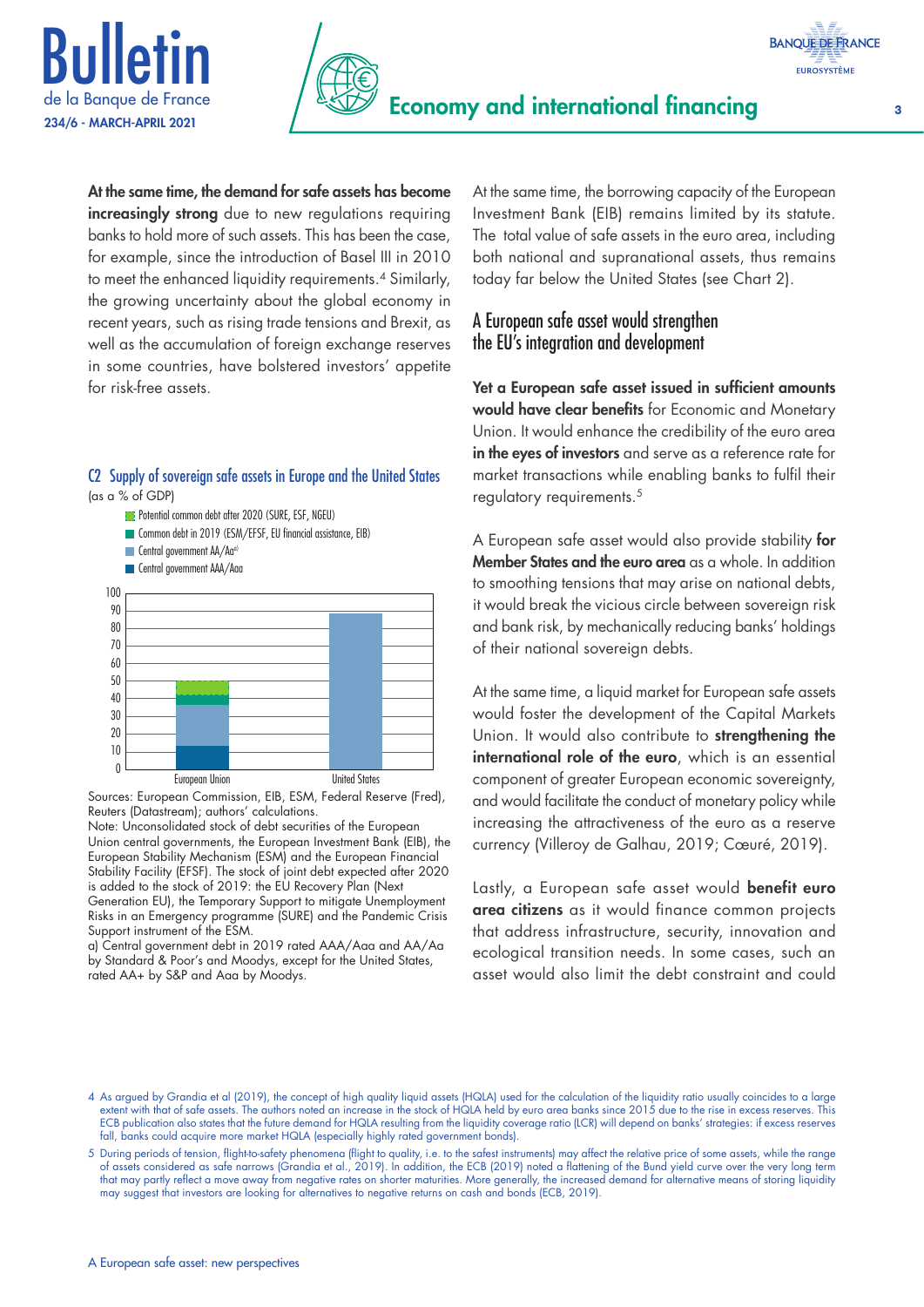**At the same time, the demand for safe assets has become increasingly strong** due to new regulations requiring banks to hold more of such assets. This has been the case, for example, since the introduction of Basel III in 2010 to meet the enhanced liquidity requirements.[4] Similarly, the growing uncertainty about the global economy in recent years, such as rising trade tensions and Brexit, as well as the accumulation of foreign exchange reserves in some countries, have bolstered investors' appetite for risk-free assets.

C2 Supply of sovereign safe assets in Europe and the United States
(as a % of GDP)

Legend: Potential common debt after 2020 (SURE, ESF, NGEU); Common debt in 2019 (ESM/EFSF, EU financial assistance, EIB); Central government AA/Aa[a)]; Central government AAA/Aaa

Categories: European Union; United States

Sources: European Commission, EIB, ESM, Federal Reserve (Fred), Reuters (Datastream); authors' calculations.
Note: Unconsolidated stock of debt securities of the European Union central governments, the European Investment Bank (EIB), the European Stability Mechanism (ESM) and the European Financial Stability Facility (EFSF). The stock of joint debt expected after 2020 is added to the stock of 2019: the EU Recovery Plan (Next Generation EU), the Temporary Support to mitigate Unemployment Risks in an Emergency programme (SURE) and the Pandemic Crisis Support instrument of the ESM.
a) Central government debt in 2019 rated AAA/Aaa and AA/Aa by Standard & Poor's and Moodys, except for the United States, rated AA+ by S&P and Aaa by Moodys.

At the same time, the borrowing capacity of the European Investment Bank (EIB) remains limited by its statute. The total value of safe assets in the euro area, including both national and supranational assets, thus remains today far below the United States (see Chart 2).

## A European safe asset would strengthen the EU's integration and development

**Yet a European safe asset issued in sufficient amounts would have clear benefits** for Economic and Monetary Union. It would enhance the credibility of the euro area **in the eyes of investors** and serve as a reference rate for market transactions while enabling banks to fulfil their regulatory requirements.[5]

A European safe asset would also provide stability **for Member States and the euro area** as a whole. In addition to smoothing tensions that may arise on national debts, it would break the vicious circle between sovereign risk and bank risk, by mechanically reducing banks' holdings of their national sovereign debts.

At the same time, a liquid market for European safe assets would foster the development of the Capital Markets Union. It would also contribute to **strengthening the international role of the euro**, which is an essential component of greater European economic sovereignty, and would facilitate the conduct of monetary policy while increasing the attractiveness of the euro as a reserve currency (Villeroy de Galhau, 2019; Cœuré, 2019).

Lastly, a European safe asset would **benefit euro area citizens** as it would finance common projects that address infrastructure, security, innovation and ecological transition needs. In some cases, such an asset would also limit the debt constraint and could

4 As argued by Grandia et al (2019), the concept of high quality liquid assets (HQLA) used for the calculation of the liquidity ratio usually coincides to a large extent with that of safe assets. The authors noted an increase in the stock of HQLA held by euro area banks since 2015 due to the rise in excess reserves. This ECB publication also states that the future demand for HQLA resulting from the liquidity coverage ratio (LCR) will depend on banks' strategies: if excess reserves fall, banks could acquire more market HQLA (especially highly rated government bonds).

5 During periods of tension, flight-to-safety phenomena (flight to quality, i.e. to the safest instruments) may affect the relative price of some assets, while the range of assets considered as safe narrows (Grandia et al., 2019). In addition, the ECB (2019) noted a flattening of the Bund yield curve over the very long term that may partly reflect a move away from negative rates on shorter maturities. More generally, the increased demand for alternative means of storing liquidity may suggest that investors are looking for alternatives to negative returns on cash and bonds (ECB, 2019).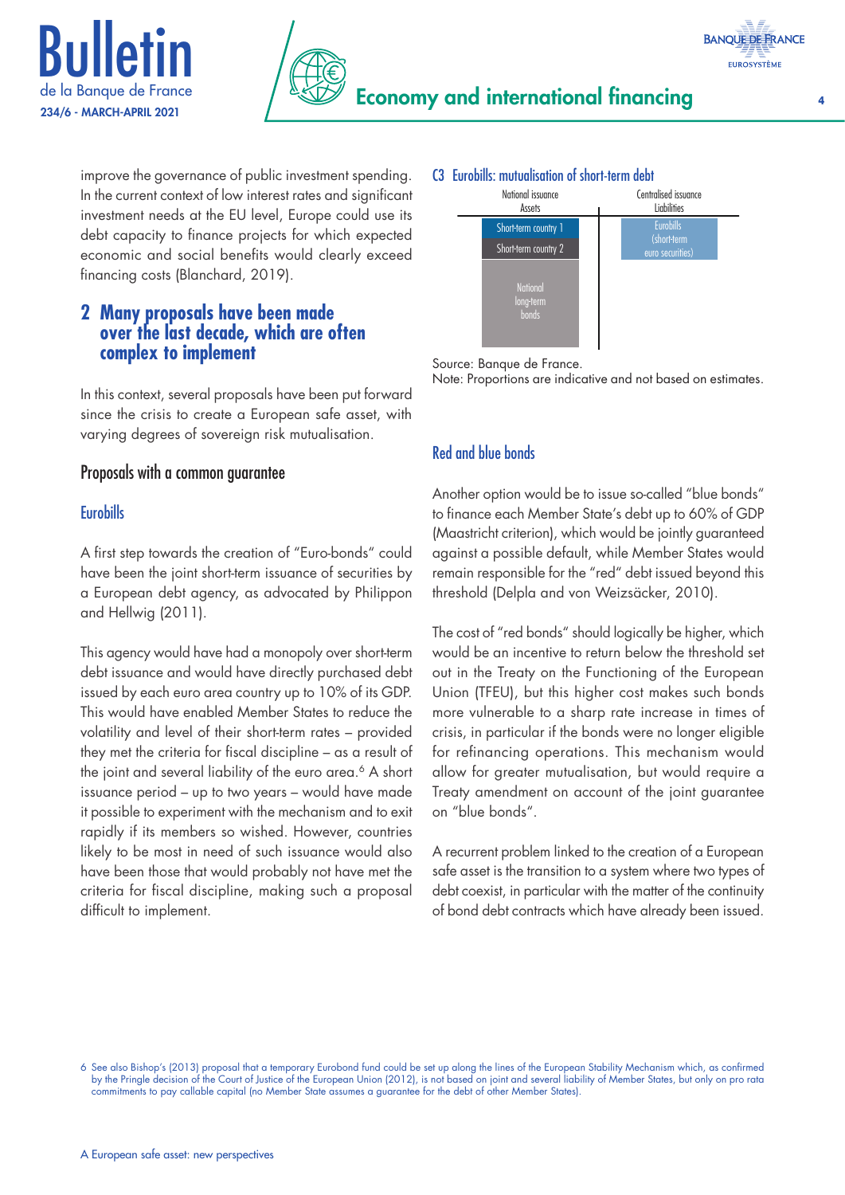improve the governance of public investment spending. In the current context of low interest rates and significant investment needs at the EU level, Europe could use its debt capacity to finance projects for which expected economic and social benefits would clearly exceed financing costs (Blanchard, 2019).

## 2 Many proposals have been made over the last decade, which are often complex to implement

In this context, several proposals have been put forward since the crisis to create a European safe asset, with varying degrees of sovereign risk mutualisation.

### Proposals with a common guarantee

#### Eurobills

A first step towards the creation of "Euro-bonds" could have been the joint short-term issuance of securities by a European debt agency, as advocated by Philippon and Hellwig (2011).

This agency would have had a monopoly over short-term debt issuance and would have directly purchased debt issued by each euro area country up to 10% of its GDP. This would have enabled Member States to reduce the volatility and level of their short-term rates – provided they met the criteria for fiscal discipline – as a result of the joint and several liability of the euro area.[6] A short issuance period – up to two years – would have made it possible to experiment with the mechanism and to exit rapidly if its members so wished. However, countries likely to be most in need of such issuance would also have been those that would probably not have met the criteria for fiscal discipline, making such a proposal difficult to implement.

**C3 Eurobills: mutualisation of short-term debt**

| National issuance<br>Assets | Centralised issuance<br>Liabilities |
|---|---|
| Short-term country 1 | Eurobills (short-term euro securities) |
| Short-term country 2 | |
| National long-term bonds | |

Source: Banque de France.
Note: Proportions are indicative and not based on estimates.

#### Red and blue bonds

Another option would be to issue so-called "blue bonds" to finance each Member State's debt up to 60% of GDP (Maastricht criterion), which would be jointly guaranteed against a possible default, while Member States would remain responsible for the "red" debt issued beyond this threshold (Delpla and von Weizsäcker, 2010).

The cost of "red bonds" should logically be higher, which would be an incentive to return below the threshold set out in the Treaty on the Functioning of the European Union (TFEU), but this higher cost makes such bonds more vulnerable to a sharp rate increase in times of crisis, in particular if the bonds were no longer eligible for refinancing operations. This mechanism would allow for greater mutualisation, but would require a Treaty amendment on account of the joint guarantee on "blue bonds".

A recurrent problem linked to the creation of a European safe asset is the transition to a system where two types of debt coexist, in particular with the matter of the continuity of bond debt contracts which have already been issued.

6 See also Bishop's (2013) proposal that a temporary Eurobond fund could be set up along the lines of the European Stability Mechanism which, as confirmed by the Pringle decision of the Court of Justice of the European Union (2012), is not based on joint and several liability of Member States, but only on pro rata commitments to pay callable capital (no Member State assumes a guarantee for the debt of other Member States).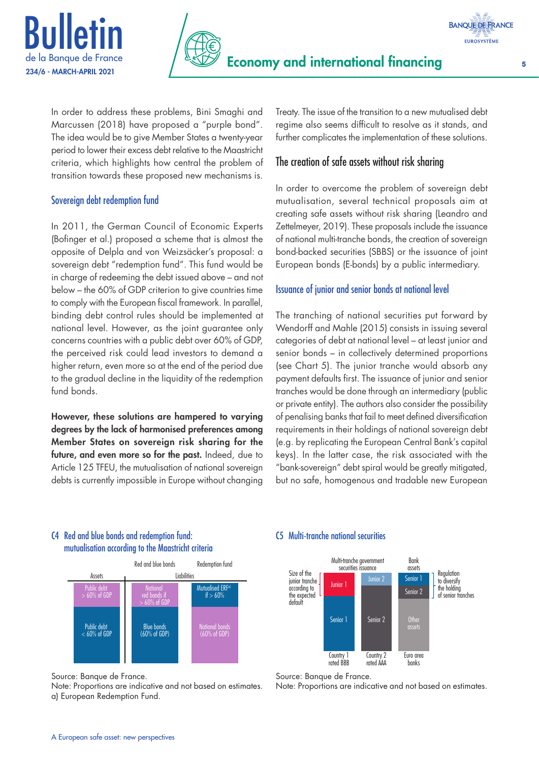In order to address these problems, Bini Smaghi and Marcussen (2018) have proposed a "purple bond". The idea would be to give Member States a twenty-year period to lower their excess debt relative to the Maastricht criteria, which highlights how central the problem of transition towards these proposed new mechanisms is.

### Sovereign debt redemption fund

In 2011, the German Council of Economic Experts (Bofinger et al.) proposed a scheme that is almost the opposite of Delpla and von Weizsäcker's proposal: a sovereign debt "redemption fund". This fund would be in charge of redeeming the debt issued above – and not below – the 60% of GDP criterion to give countries time to comply with the European fiscal framework. In parallel, binding debt control rules should be implemented at national level. However, as the joint guarantee only concerns countries with a public debt over 60% of GDP, the perceived risk could lead investors to demand a higher return, even more so at the end of the period due to the gradual decline in the liquidity of the redemption fund bonds.

**However, these solutions are hampered to varying degrees by the lack of harmonised preferences among Member States on sovereign risk sharing for the future, and even more so for the past.** Indeed, due to Article 125 TFEU, the mutualisation of national sovereign debts is currently impossible in Europe without changing Treaty. The issue of the transition to a new mutualised debt regime also seems difficult to resolve as it stands, and further complicates the implementation of these solutions.

## The creation of safe assets without risk sharing

In order to overcome the problem of sovereign debt mutualisation, several technical proposals aim at creating safe assets without risk sharing (Leandro and Zettelmeyer, 2019). These proposals include the issuance of national multi-tranche bonds, the creation of sovereign bond-backed securities (SBBS) or the issuance of joint European bonds (E-bonds) by a public intermediary.

### Issuance of junior and senior bonds at national level

The tranching of national securities put forward by Wendorff and Mahle (2015) consists in issuing several categories of debt at national level – at least junior and senior bonds – in collectively determined proportions (see Chart 5). The junior tranche would absorb any payment defaults first. The issuance of junior and senior tranches would be done through an intermediary (public or private entity). The authors also consider the possibility of penalising banks that fail to meet defined diversification requirements in their holdings of national sovereign debt (e.g. by replicating the European Central Bank's capital keys). In the latter case, the risk associated with the "bank-sovereign" debt spiral would be greatly mitigated, but no safe, homogenous and tradable new European

C4 Red and blue bonds and redemption fund: mutualisation according to the Maastricht criteria

| Assets | Liabilities: Red and blue bonds | Liabilities: Redemption fund |
|---|---|---|
| Public debt > 60% of GDP | National red bonds if > 60% of GDP | Mutualised ERF[a] if > 60% |
| Public debt < 60% of GDP | Blue bonds (60% of GDP) | National bonds (60% of GDP) |

Source: Banque de France.
Note: Proportions are indicative and not based on estimates.
a) European Redemption Fund.

C5 Multi-tranche national securities

| | Multi-tranche government securities issuance: Country 1 rated BBB | Multi-tranche government securities issuance: Country 2 rated AAA | Bank assets: Euro area banks |
|---|---|---|---|
| Size of the junior tranche according to the expected default | Junior 1 | Junior 2 | Senior 1 |
| | | | Senior 2 |
| | Senior 1 | Senior 2 | Other assets |

Regulation to diversify the holding of senior tranches

Source: Banque de France.
Note: Proportions are indicative and not based on estimates.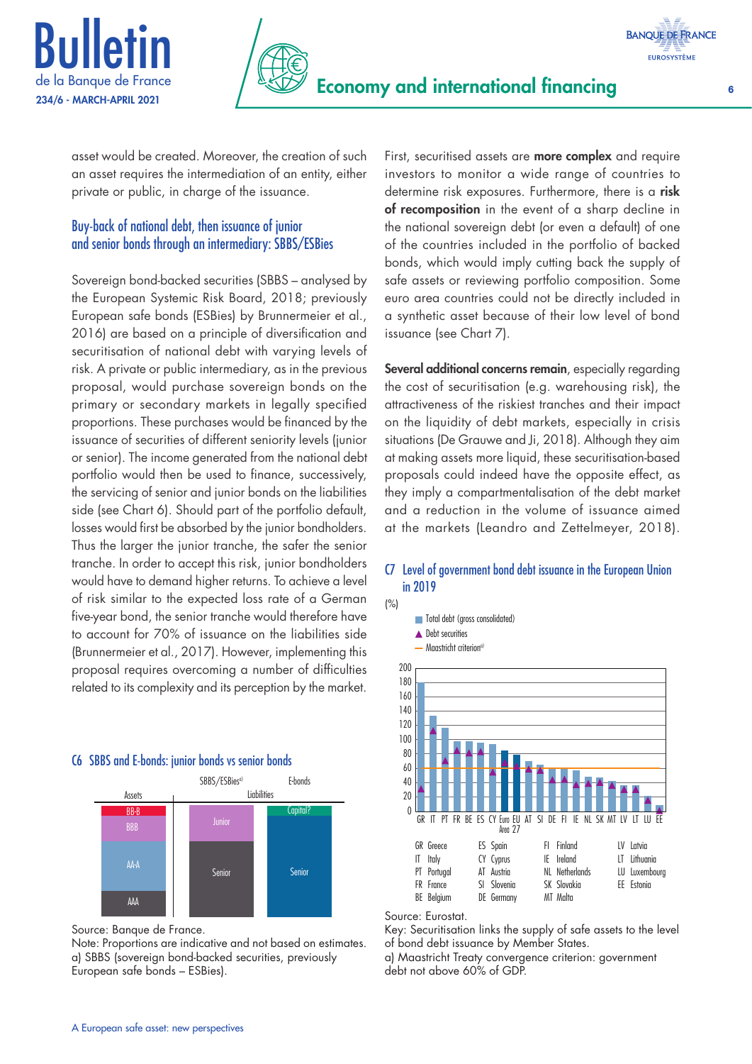asset would be created. Moreover, the creation of such an asset requires the intermediation of an entity, either private or public, in charge of the issuance.

### Buy-back of national debt, then issuance of junior and senior bonds through an intermediary: SBBS/ESBies

Sovereign bond-backed securities (SBBS – analysed by the European Systemic Risk Board, 2018; previously European safe bonds (ESBies) by Brunnermeier et al., 2016) are based on a principle of diversification and securitisation of national debt with varying levels of risk. A private or public intermediary, as in the previous proposal, would purchase sovereign bonds on the primary or secondary markets in legally specified proportions. These purchases would be financed by the issuance of securities of different seniority levels (junior or senior). The income generated from the national debt portfolio would then be used to finance, successively, the servicing of senior and junior bonds on the liabilities side (see Chart 6). Should part of the portfolio default, losses would first be absorbed by the junior bondholders. Thus the larger the junior tranche, the safer the senior tranche. In order to accept this risk, junior bondholders would have to demand higher returns. To achieve a level of risk similar to the expected loss rate of a German five-year bond, the senior tranche would therefore have to account for 70% of issuance on the liabilities side (Brunnermeier et al., 2017). However, implementing this proposal requires overcoming a number of difficulties related to its complexity and its perception by the market.

#### C6 SBBS and E-bonds: junior bonds vs senior bonds

| Assets | Liabilities: SBBS/ESBies[a] | Liabilities: E-bonds |
|---|---|---|
| BB-B | Junior | Capital? |
| BBB | | |
| AA-A | Senior | Senior |
| AAA | | |

Source: Banque de France.
Note: Proportions are indicative and not based on estimates.
a) SBBS (sovereign bond-backed securities, previously European safe bonds – ESBies).

First, securitised assets are **more complex** and require investors to monitor a wide range of countries to determine risk exposures. Furthermore, there is a **risk of recomposition** in the event of a sharp decline in the national sovereign debt (or even a default) of one of the countries included in the portfolio of backed bonds, which would imply cutting back the supply of safe assets or reviewing portfolio composition. Some euro area countries could not be directly included in a synthetic asset because of their low level of bond issuance (see Chart 7).

**Several additional concerns remain**, especially regarding the cost of securitisation (e.g. warehousing risk), the attractiveness of the riskiest tranches and their impact on the liquidity of debt markets, especially in crisis situations (De Grauwe and Ji, 2018). Although they aim at making assets more liquid, these securitisation-based proposals could indeed have the opposite effect, as they imply a compartmentalisation of the debt market and a reduction in the volume of issuance aimed at the markets (Leandro and Zettelmeyer, 2018).

#### C7 Level of government bond debt issuance in the European Union in 2019

(%)

Legend: Total debt (gross consolidated); Debt securities; Maastricht criterion[a]

Countries: GR, IT, PT, FR, BE, ES, CY, Euro Area, EU 27, AT, SI, DE, FI, IE, NL, SK, MT, LV, LT, LU, EE

GR Greece; IT Italy; PT Portugal; FR France; BE Belgium; ES Spain; CY Cyprus; AT Austria; SI Slovenia; DE Germany; FI Finland; IE Ireland; NL Netherlands; SK Slovakia; MT Malta; LV Latvia; LT Lithuania; LU Luxembourg; EE Estonia

Source: Eurostat.
Key: Securitisation links the supply of safe assets to the level of bond debt issuance by Member States.
a) Maastricht Treaty convergence criterion: government debt not above 60% of GDP.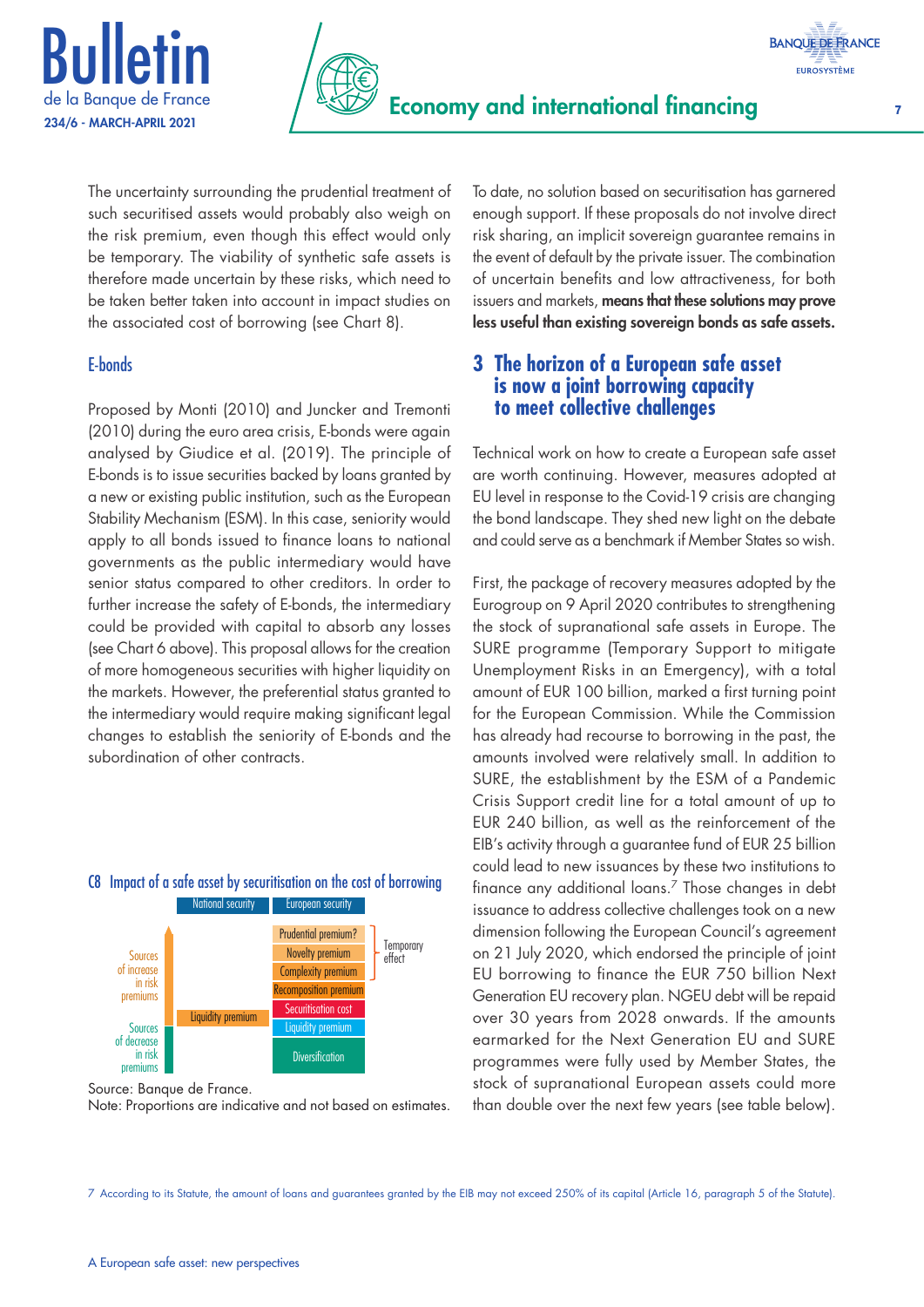The uncertainty surrounding the prudential treatment of such securitised assets would probably also weigh on the risk premium, even though this effect would only be temporary. The viability of synthetic safe assets is therefore made uncertain by these risks, which need to be taken better taken into account in impact studies on the associated cost of borrowing (see Chart 8).

### E-bonds

Proposed by Monti (2010) and Juncker and Tremonti (2010) during the euro area crisis, E-bonds were again analysed by Giudice et al. (2019). The principle of E-bonds is to issue securities backed by loans granted by a new or existing public institution, such as the European Stability Mechanism (ESM). In this case, seniority would apply to all bonds issued to finance loans to national governments as the public intermediary would have senior status compared to other creditors. In order to further increase the safety of E-bonds, the intermediary could be provided with capital to absorb any losses (see Chart 6 above). This proposal allows for the creation of more homogeneous securities with higher liquidity on the markets. However, the preferential status granted to the intermediary would require making significant legal changes to establish the seniority of E-bonds and the subordination of other contracts.

**C8 Impact of a safe asset by securitisation on the cost of borrowing**

| | National security | European security | |
|---|---|---|---|
| Sources of increase in risk premiums | | Prudential premium? | Temporary effect |
| | | Novelty premium | |
| | | Complexity premium | |
| | | Recomposition premium | |
| | Liquidity premium | Securitisation cost | |
| Sources of decrease in risk premiums | | Liquidity premium | |
| | | Diversification | |

Source: Banque de France.
Note: Proportions are indicative and not based on estimates.

To date, no solution based on securitisation has garnered enough support. If these proposals do not involve direct risk sharing, an implicit sovereign guarantee remains in the event of default by the private issuer. The combination of uncertain benefits and low attractiveness, for both issuers and markets, **means that these solutions may prove less useful than existing sovereign bonds as safe assets.**

## 3 The horizon of a European safe asset is now a joint borrowing capacity to meet collective challenges

Technical work on how to create a European safe asset are worth continuing. However, measures adopted at EU level in response to the Covid-19 crisis are changing the bond landscape. They shed new light on the debate and could serve as a benchmark if Member States so wish.

First, the package of recovery measures adopted by the Eurogroup on 9 April 2020 contributes to strengthening the stock of supranational safe assets in Europe. The SURE programme (Temporary Support to mitigate Unemployment Risks in an Emergency), with a total amount of EUR 100 billion, marked a first turning point for the European Commission. While the Commission has already had recourse to borrowing in the past, the amounts involved were relatively small. In addition to SURE, the establishment by the ESM of a Pandemic Crisis Support credit line for a total amount of up to EUR 240 billion, as well as the reinforcement of the EIB's activity through a guarantee fund of EUR 25 billion could lead to new issuances by these two institutions to finance any additional loans.[7] Those changes in debt issuance to address collective challenges took on a new dimension following the European Council's agreement on 21 July 2020, which endorsed the principle of joint EU borrowing to finance the EUR 750 billion Next Generation EU recovery plan. NGEU debt will be repaid over 30 years from 2028 onwards. If the amounts earmarked for the Next Generation EU and SURE programmes were fully used by Member States, the stock of supranational European assets could more than double over the next few years (see table below).

7 According to its Statute, the amount of loans and guarantees granted by the EIB may not exceed 250% of its capital (Article 16, paragraph 5 of the Statute).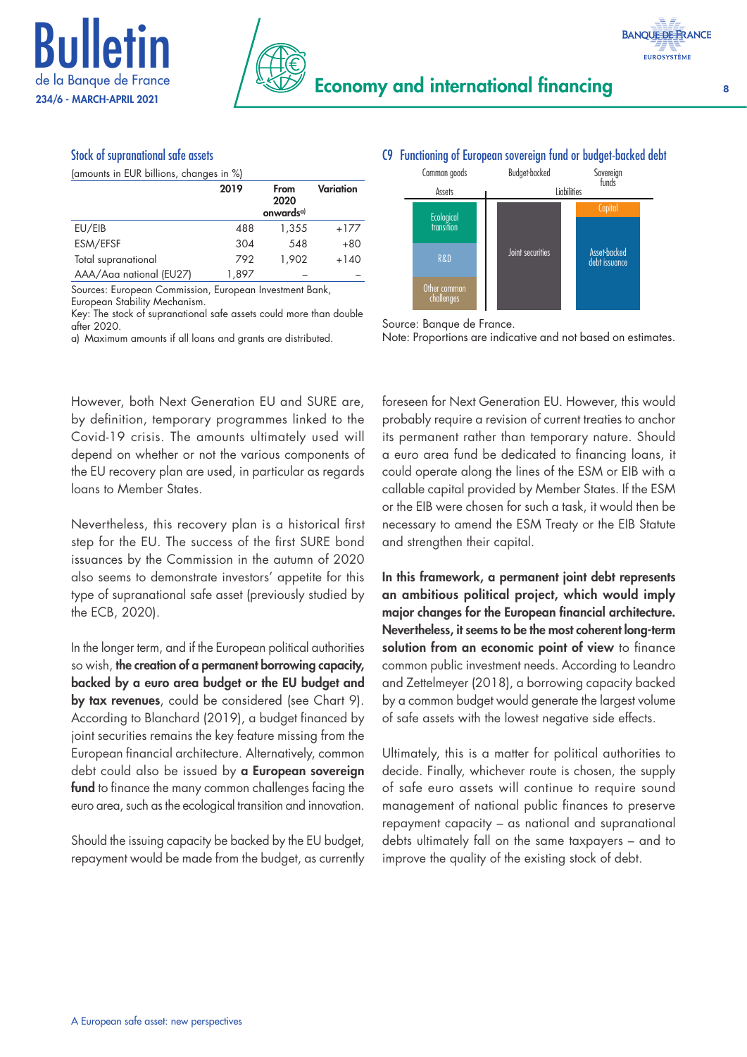### Stock of supranational safe assets

(amounts in EUR billions, changes in %)

| | 2019 | From 2020 onwards[a] | Variation |
|---|---|---|---|
| EU/EIB | 488 | 1,355 | +177 |
| ESM/EFSF | 304 | 548 | +80 |
| Total supranational | 792 | 1,902 | +140 |
| AAA/Aaa national (EU27) | 1,897 | – | – |

Sources: European Commission, European Investment Bank, European Stability Mechanism.
Key: The stock of supranational safe assets could more than double after 2020.
a) Maximum amounts if all loans and grants are distributed.

### C9 Functioning of European sovereign fund or budget-backed debt

| Assets | Liabilities | |
|---|---|---|
| Common goods | Budget-backed | Sovereign funds |
| Ecological transition | Joint securities | Capital |
| R&D | | Asset-backed debt issuance |
| Other common challenges | | |

Source: Banque de France.
Note: Proportions are indicative and not based on estimates.

However, both Next Generation EU and SURE are, by definition, temporary programmes linked to the Covid-19 crisis. The amounts ultimately used will depend on whether or not the various components of the EU recovery plan are used, in particular as regards loans to Member States.

Nevertheless, this recovery plan is a historical first step for the EU. The success of the first SURE bond issuances by the Commission in the autumn of 2020 also seems to demonstrate investors' appetite for this type of supranational safe asset (previously studied by the ECB, 2020).

In the longer term, and if the European political authorities so wish, **the creation of a permanent borrowing capacity, backed by a euro area budget or the EU budget and by tax revenues**, could be considered (see Chart 9). According to Blanchard (2019), a budget financed by joint securities remains the key feature missing from the European financial architecture. Alternatively, common debt could also be issued by **a European sovereign fund** to finance the many common challenges facing the euro area, such as the ecological transition and innovation.

Should the issuing capacity be backed by the EU budget, repayment would be made from the budget, as currently foreseen for Next Generation EU. However, this would probably require a revision of current treaties to anchor its permanent rather than temporary nature. Should a euro area fund be dedicated to financing loans, it could operate along the lines of the ESM or EIB with a callable capital provided by Member States. If the ESM or the EIB were chosen for such a task, it would then be necessary to amend the ESM Treaty or the EIB Statute and strengthen their capital.

**In this framework, a permanent joint debt represents an ambitious political project, which would imply major changes for the European financial architecture. Nevertheless, it seems to be the most coherent long-term solution from an economic point of view** to finance common public investment needs. According to Leandro and Zettelmeyer (2018), a borrowing capacity backed by a common budget would generate the largest volume of safe assets with the lowest negative side effects.

Ultimately, this is a matter for political authorities to decide. Finally, whichever route is chosen, the supply of safe euro assets will continue to require sound management of national public finances to preserve repayment capacity – as national and supranational debts ultimately fall on the same taxpayers – and to improve the quality of the existing stock of debt.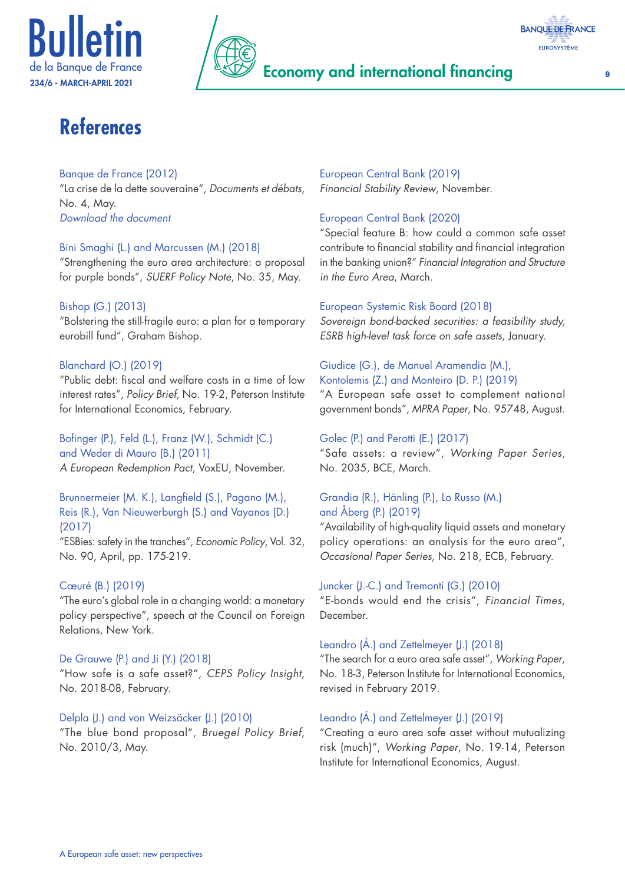# References

Banque de France (2012)
"La crise de la dette souveraine", *Documents et débats*, No. 4, May.
*Download the document*

Bini Smaghi (L.) and Marcussen (M.) (2018)
"Strengthening the euro area architecture: a proposal for purple bonds", *SUERF Policy Note*, No. 35, May.

Bishop (G.) (2013)
"Bolstering the still-fragile euro: a plan for a temporary eurobill fund", Graham Bishop.

Blanchard (O.) (2019)
"Public debt: fiscal and welfare costs in a time of low interest rates", *Policy Brief*, No. 19-2, Peterson Institute for International Economics, February.

Bofinger (P.), Feld (L.), Franz (W.), Schmidt (C.) and Weder di Mauro (B.) (2011)
*A European Redemption Pact*, VoxEU, November.

Brunnermeier (M. K.), Langfield (S.), Pagano (M.), Reis (R.), Van Nieuwerburgh (S.) and Vayanos (D.) (2017)
"ESBies: safety in the tranches", *Economic Policy*, Vol. 32, No. 90, April, pp. 175-219.

Cœuré (B.) (2019)
"The euro's global role in a changing world: a monetary policy perspective", speech at the Council on Foreign Relations, New York.

De Grauwe (P.) and Ji (Y.) (2018)
"How safe is a safe asset?", *CEPS Policy Insight*, No. 2018-08, February.

Delpla (J.) and von Weizsäcker (J.) (2010)
"The blue bond proposal", *Bruegel Policy Brief*, No. 2010/3, May.

European Central Bank (2019)
*Financial Stability Review*, November.

European Central Bank (2020)
"Special feature B: how could a common safe asset contribute to financial stability and financial integration in the banking union?" *Financial Integration and Structure in the Euro Area*, March.

European Systemic Risk Board (2018)
*Sovereign bond-backed securities: a feasibility study, ESRB high-level task force on safe assets*, January.

Giudice (G.), de Manuel Aramendia (M.), Kontolemis (Z.) and Monteiro (D. P.) (2019)
"A European safe asset to complement national government bonds", *MPRA Paper*, No. 95748, August.

Golec (P.) and Perotti (E.) (2017)
"Safe assets: a review", *Working Paper Series*, No. 2035, BCE, March.

Grandia (R.), Hänling (P.), Lo Russo (M.) and Åberg (P.) (2019)
"Availability of high-quality liquid assets and monetary policy operations: an analysis for the euro area", *Occasional Paper Series*, No. 218, ECB, February.

Juncker (J.-C.) and Tremonti (G.) (2010)
"E-bonds would end the crisis", *Financial Times*, December.

Leandro (Á.) and Zettelmeyer (J.) (2018)
"The search for a euro area safe asset", *Working Paper*, No. 18-3, Peterson Institute for International Economics, revised in February 2019.

Leandro (Á.) and Zettelmeyer (J.) (2019)
"Creating a euro area safe asset without mutualizing risk (much)", *Working Paper*, No. 19-14, Peterson Institute for International Economics, August.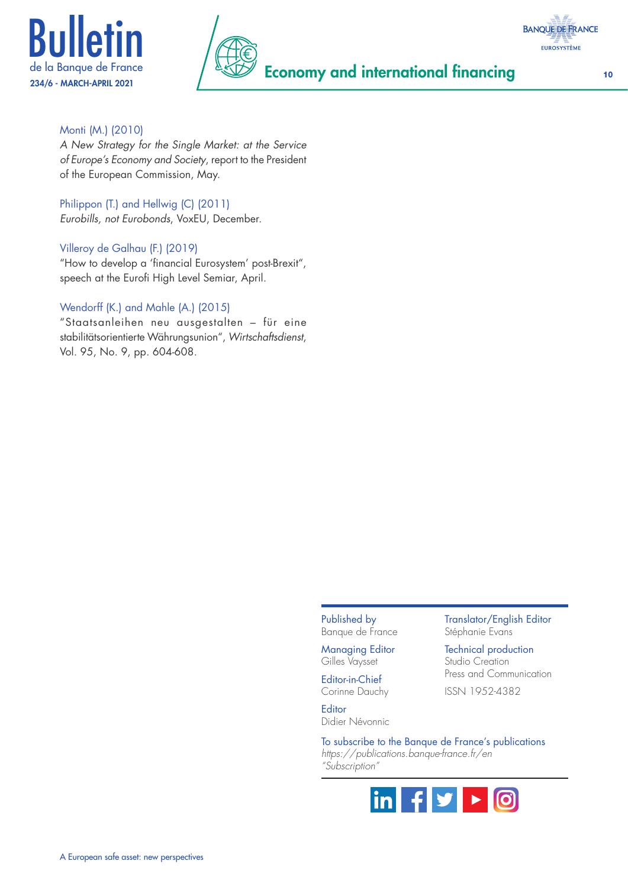Monti (M.) (2010)
*A New Strategy for the Single Market: at the Service of Europe's Economy and Society*, report to the President of the European Commission, May.

Philippon (T.) and Hellwig (C) (2011)
*Eurobills, not Eurobonds*, VoxEU, December.

Villeroy de Galhau (F.) (2019)
"How to develop a 'financial Eurosystem' post-Brexit", speech at the Eurofi High Level Semiar, April.

Wendorff (K.) and Mahle (A.) (2015)
"Staatsanleihen neu ausgestalten – für eine stabilitätsorientierte Währungsunion", *Wirtschaftsdienst*, Vol. 95, No. 9, pp. 604-608.

Published by
Banque de France

Managing Editor
Gilles Vaysset

Editor-in-Chief
Corinne Dauchy

Editor
Didier Névonnic

Translator/English Editor
Stéphanie Evans

Technical production
Studio Creation
Press and Communication

ISSN 1952-4382

To subscribe to the Banque de France's publications
*https://publications.banque-france.fr/en "Subscription"*